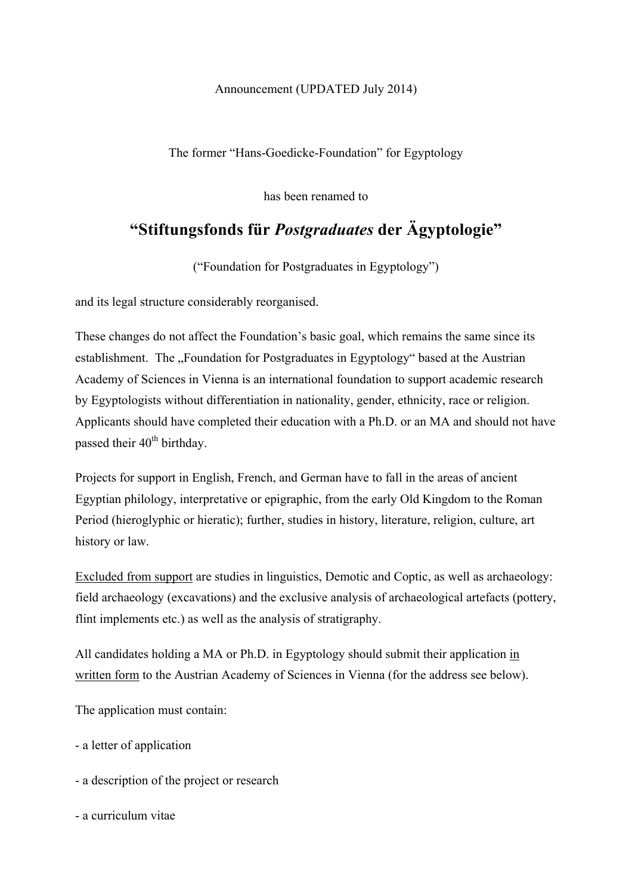Announcement (UPDATED July 2014)

The former "Hans-Goedicke-Foundation" for Egyptology

has been renamed to

# "Stiftungsfonds für *Postgraduates* der Ägyptologie"

("Foundation for Postgraduates in Egyptology")

and its legal structure considerably reorganised.

These changes do not affect the Foundation's basic goal, which remains the same since its establishment. The „Foundation for Postgraduates in Egyptology" based at the Austrian Academy of Sciences in Vienna is an international foundation to support academic research by Egyptologists without differentiation in nationality, gender, ethnicity, race or religion. Applicants should have completed their education with a Ph.D. or an MA and should not have passed their 40th birthday.

Projects for support in English, French, and German have to fall in the areas of ancient Egyptian philology, interpretative or epigraphic, from the early Old Kingdom to the Roman Period (hieroglyphic or hieratic); further, studies in history, literature, religion, culture, art history or law.

Excluded from support are studies in linguistics, Demotic and Coptic, as well as archaeology: field archaeology (excavations) and the exclusive analysis of archaeological artefacts (pottery, flint implements etc.) as well as the analysis of stratigraphy.

All candidates holding a MA or Ph.D. in Egyptology should submit their application in written form to the Austrian Academy of Sciences in Vienna (for the address see below).

The application must contain:

- a letter of application

- a description of the project or research

- a curriculum vitae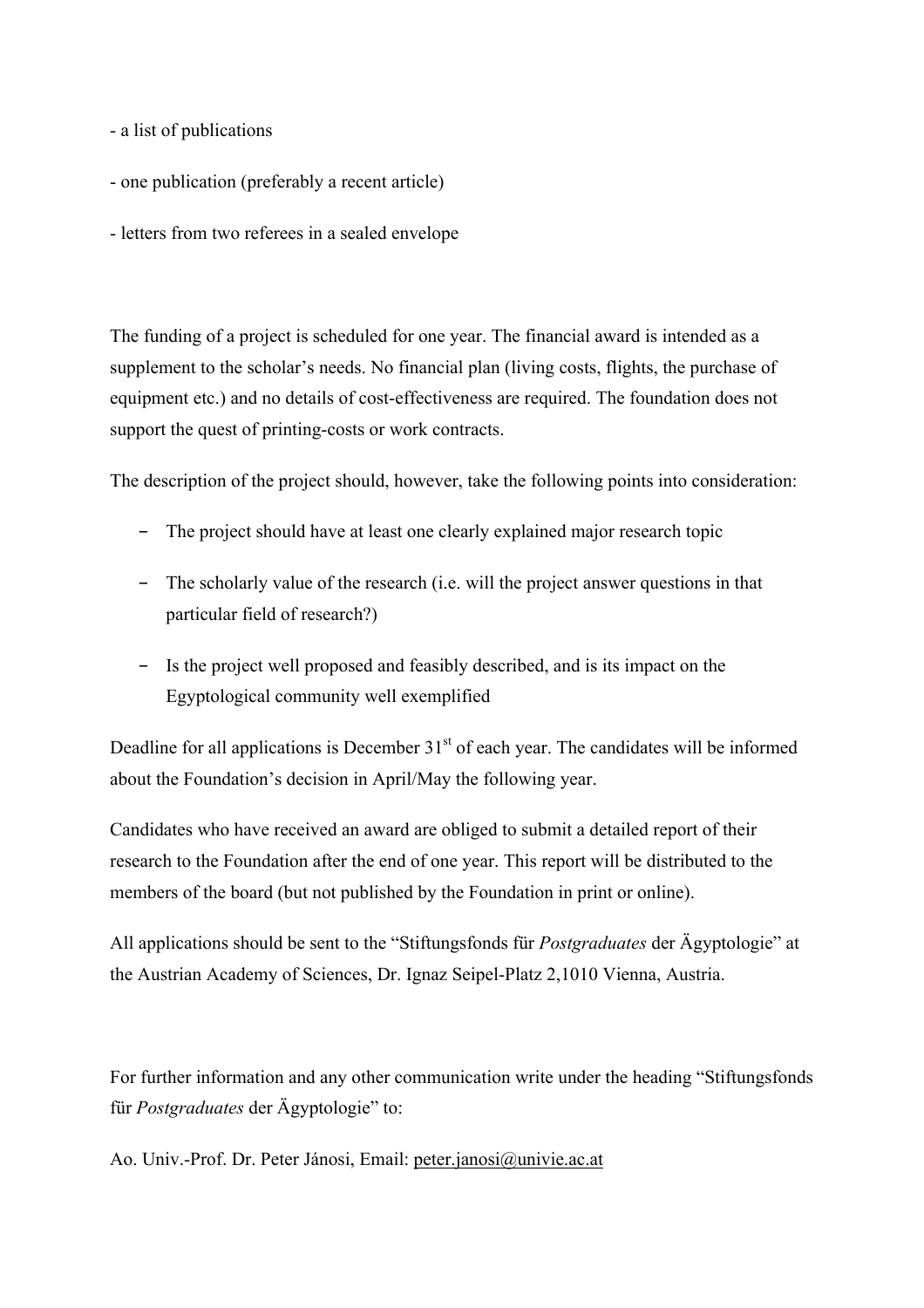- a list of publications

- one publication (preferably a recent article)

- letters from two referees in a sealed envelope

The funding of a project is scheduled for one year. The financial award is intended as a supplement to the scholar's needs. No financial plan (living costs, flights, the purchase of equipment etc.) and no details of cost-effectiveness are required. The foundation does not support the quest of printing-costs or work contracts.

The description of the project should, however, take the following points into consideration:

- The project should have at least one clearly explained major research topic
- The scholarly value of the research (i.e. will the project answer questions in that particular field of research?)
- Is the project well proposed and feasibly described, and is its impact on the Egyptological community well exemplified

Deadline for all applications is December 31st of each year. The candidates will be informed about the Foundation's decision in April/May the following year.

Candidates who have received an award are obliged to submit a detailed report of their research to the Foundation after the end of one year. This report will be distributed to the members of the board (but not published by the Foundation in print or online).

All applications should be sent to the "Stiftungsfonds für *Postgraduates* der Ägyptologie" at the Austrian Academy of Sciences, Dr. Ignaz Seipel-Platz 2,1010 Vienna, Austria.

For further information and any other communication write under the heading "Stiftungsfonds für *Postgraduates* der Ägyptologie" to:

Ao. Univ.-Prof. Dr. Peter Jánosi, Email: peter.janosi@univie.ac.at